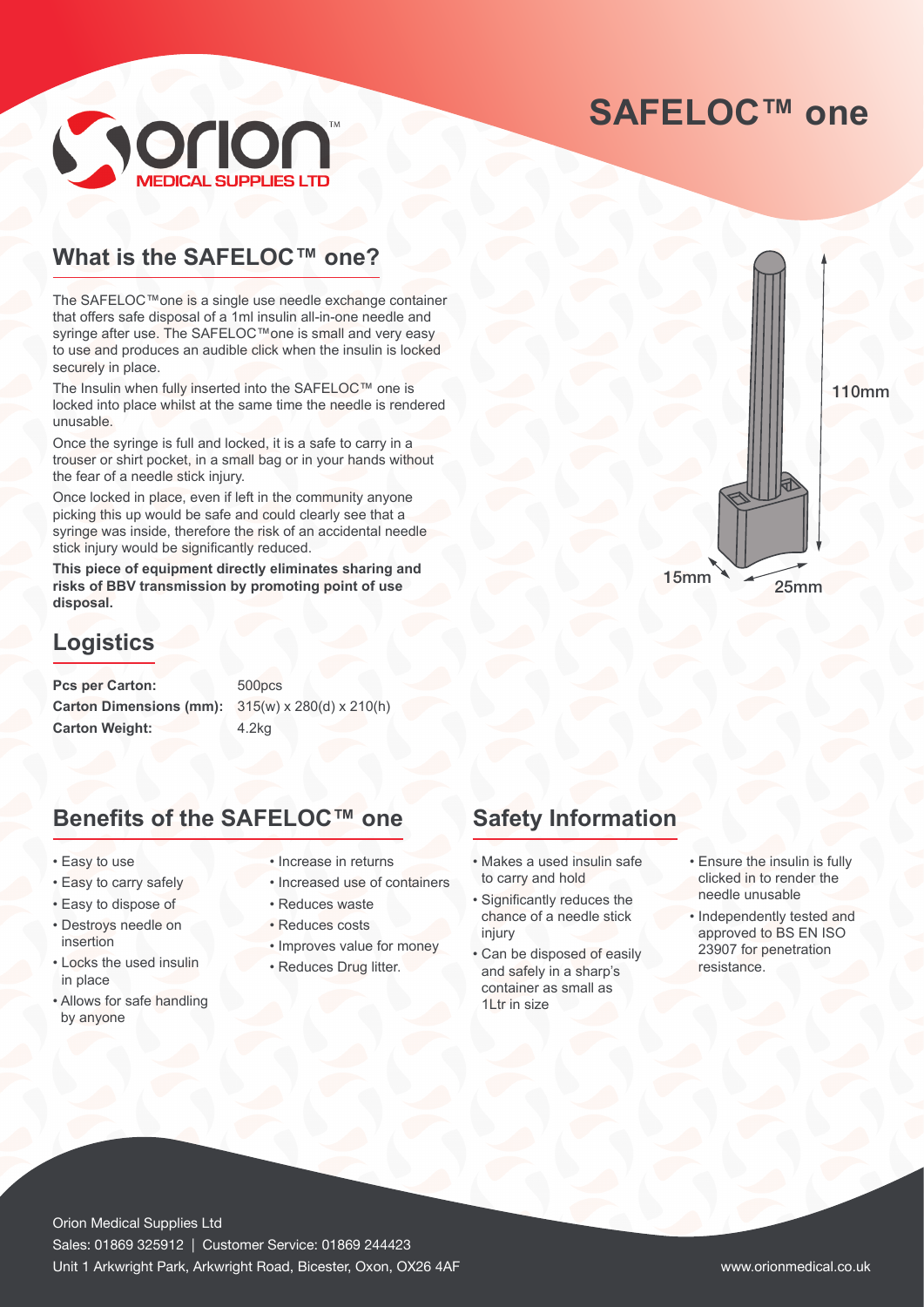# SAFELOC™ one

## What is the SAFELOC™ one?

The SAFELOC™one is a single use needle exchange container that offers safe disposal of a 1ml insulin all-in-one needle and syringe after use. The SAFELOC™one is small and very easy to use and produces an audible click when the insulin is locked securely in place.

The Insulin when fully inserted into the SAFELOC™ one is locked into place whilst at the same time the needle is rendered unusable.

Once the syringe is full and locked, it is a safe to carry in a trouser or shirt pocket, in a small bag or in your hands without the fear of a needle stick injury.

Once locked in place, even if left in the community anyone picking this up would be safe and could clearly see that a syringe was inside, therefore the risk of an accidental needle stick injury would be significantly reduced.

**This piece of equipment directly eliminates sharing and risks of BBV transmission by promoting point of use disposal.**

110mm

15mm 25mm

## Logistics

| | |
|---|---|
| **Pcs per Carton:** | 500pcs |
| **Carton Dimensions (mm):** | 315(w) x 280(d) x 210(h) |
| **Carton Weight:** | 4.2kg |

## Benefits of the SAFELOC™ one

- Easy to use
- Easy to carry safely
- Easy to dispose of
- Destroys needle on insertion
- Locks the used insulin in place
- Allows for safe handling by anyone
- Increase in returns
- Increased use of containers
- Reduces waste
- Reduces costs
- Improves value for money
- Reduces Drug litter.

## Safety Information

- Makes a used insulin safe to carry and hold
- Significantly reduces the chance of a needle stick injury
- Can be disposed of easily and safely in a sharp's container as small as 1Ltr in size
- Ensure the insulin is fully clicked in to render the needle unusable
- Independently tested and approved to BS EN ISO 23907 for penetration resistance.

Orion Medical Supplies Ltd
Sales: 01869 325912 | Customer Service: 01869 244423
Unit 1 Arkwright Park, Arkwright Road, Bicester, Oxon, OX26 4AF

www.orionmedical.co.uk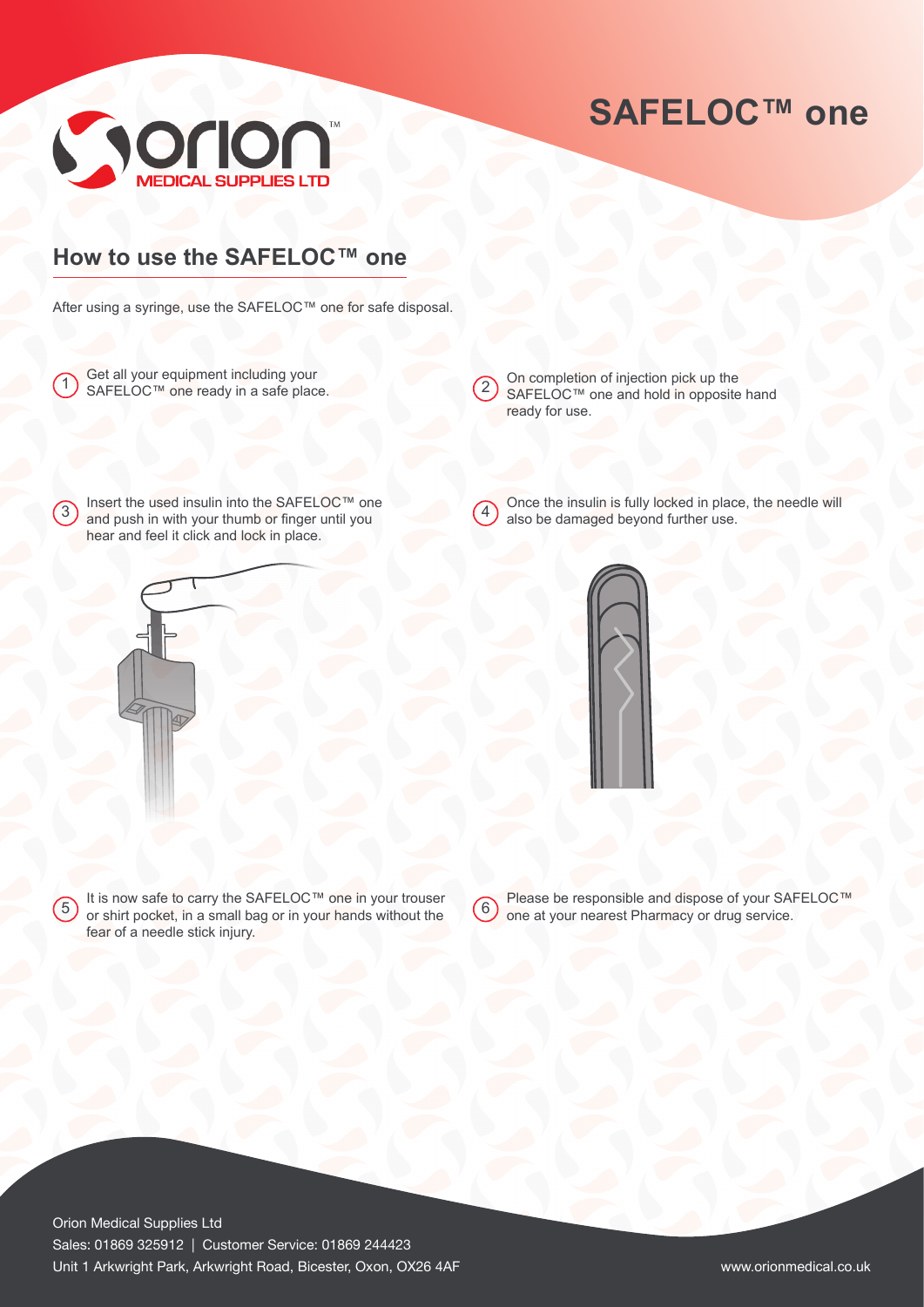# SAFELOC™ one

## How to use the SAFELOC™ one

After using a syringe, use the SAFELOC™ one for safe disposal.

1. Get all your equipment including your SAFELOC™ one ready in a safe place.
2. On completion of injection pick up the SAFELOC™ one and hold in opposite hand ready for use.
3. Insert the used insulin into the SAFELOC™ one and push in with your thumb or finger until you hear and feel it click and lock in place.
4. Once the insulin is fully locked in place, the needle will also be damaged beyond further use.
5. It is now safe to carry the SAFELOC™ one in your trouser or shirt pocket, in a small bag or in your hands without the fear of a needle stick injury.
6. Please be responsible and dispose of your SAFELOC™ one at your nearest Pharmacy or drug service.

Orion Medical Supplies Ltd
Sales: 01869 325912 | Customer Service: 01869 244423
Unit 1 Arkwright Park, Arkwright Road, Bicester, Oxon, OX26 4AF

www.orionmedical.co.uk